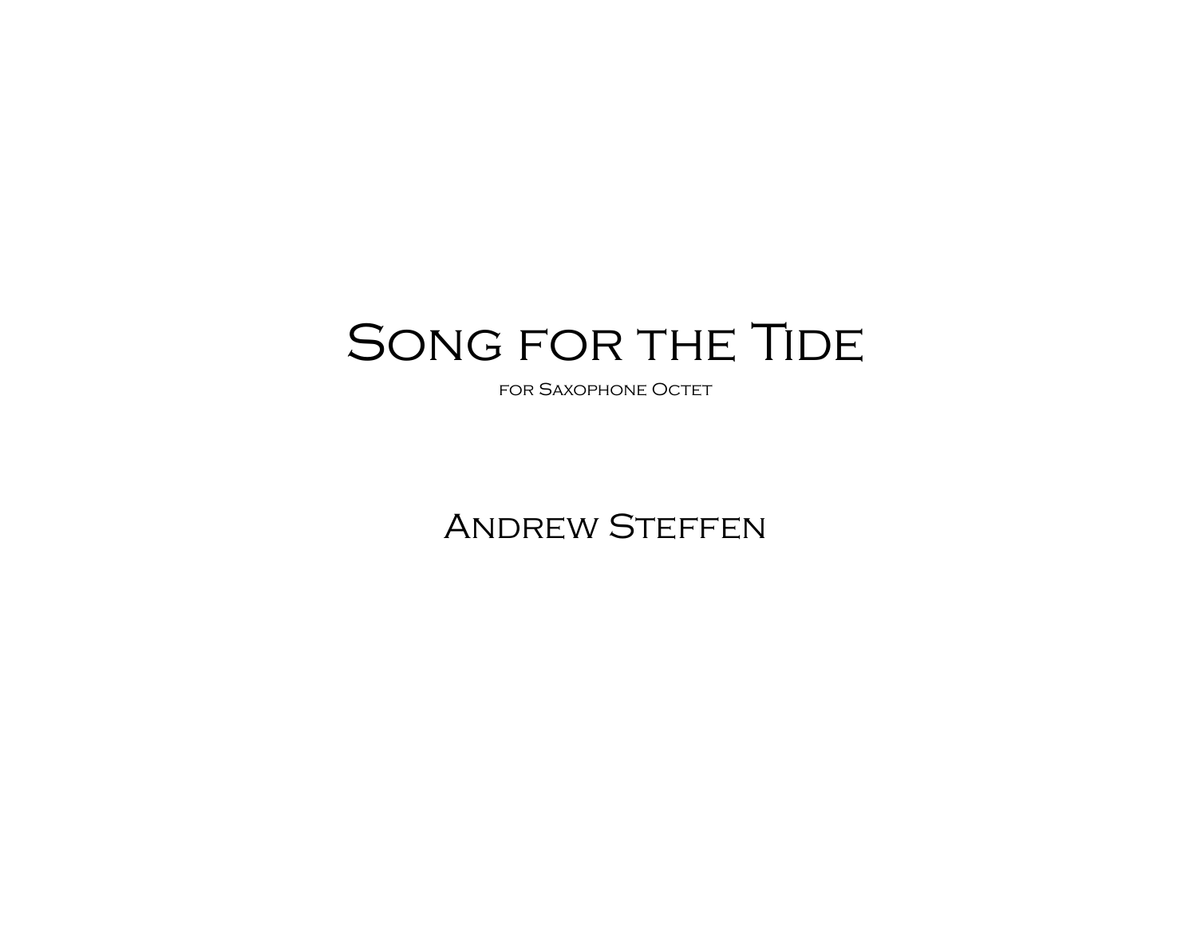# Song for the Tide

for Saxophone Octet

## Andrew Steffen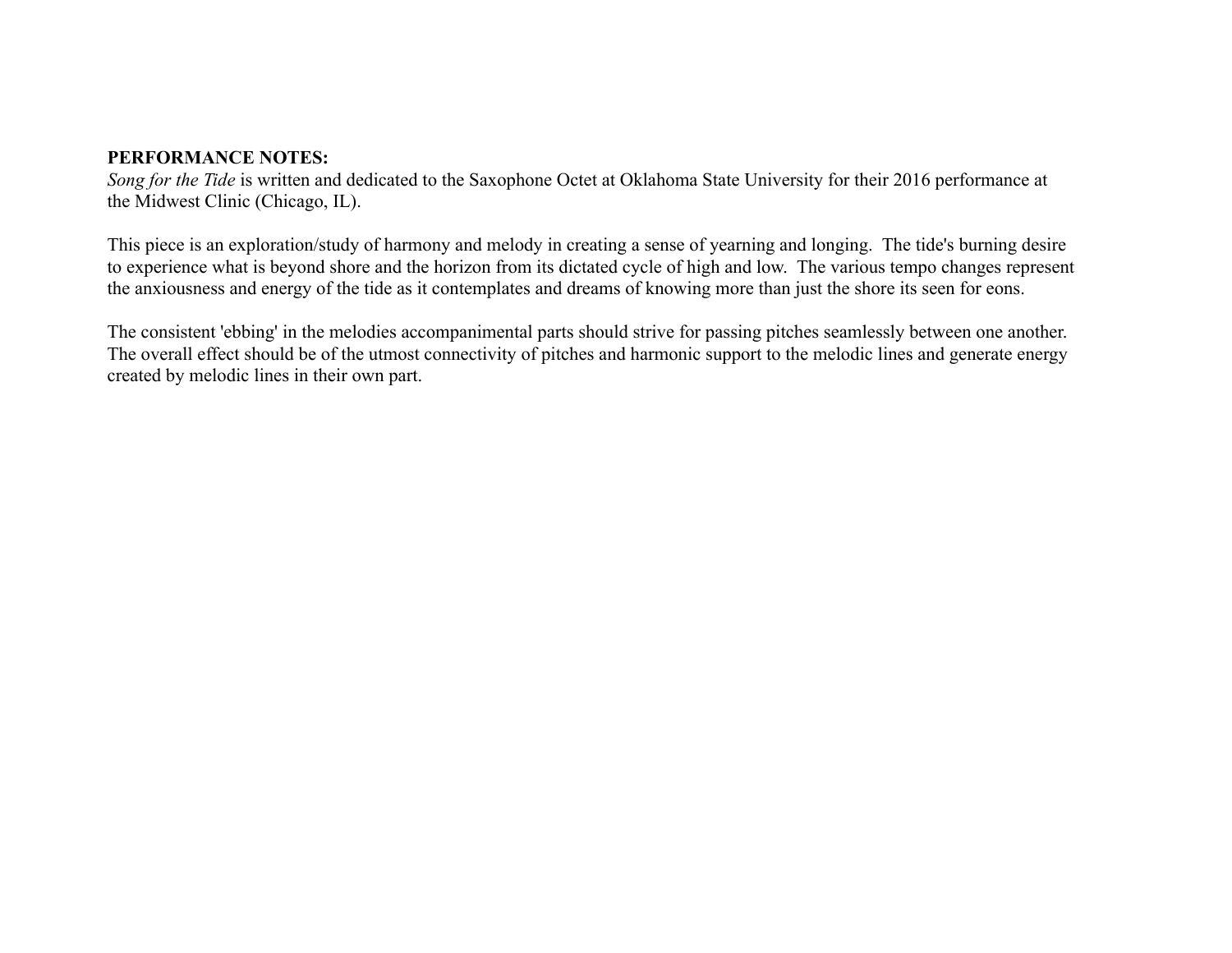**PERFORMANCE NOTES:**
*Song for the Tide* is written and dedicated to the Saxophone Octet at Oklahoma State University for their 2016 performance at the Midwest Clinic (Chicago, IL).

This piece is an exploration/study of harmony and melody in creating a sense of yearning and longing. The tide's burning desire to experience what is beyond shore and the horizon from its dictated cycle of high and low. The various tempo changes represent the anxiousness and energy of the tide as it contemplates and dreams of knowing more than just the shore its seen for eons.

The consistent 'ebbing' in the melodies accompanimental parts should strive for passing pitches seamlessly between one another. The overall effect should be of the utmost connectivity of pitches and harmonic support to the melodic lines and generate energy created by melodic lines in their own part.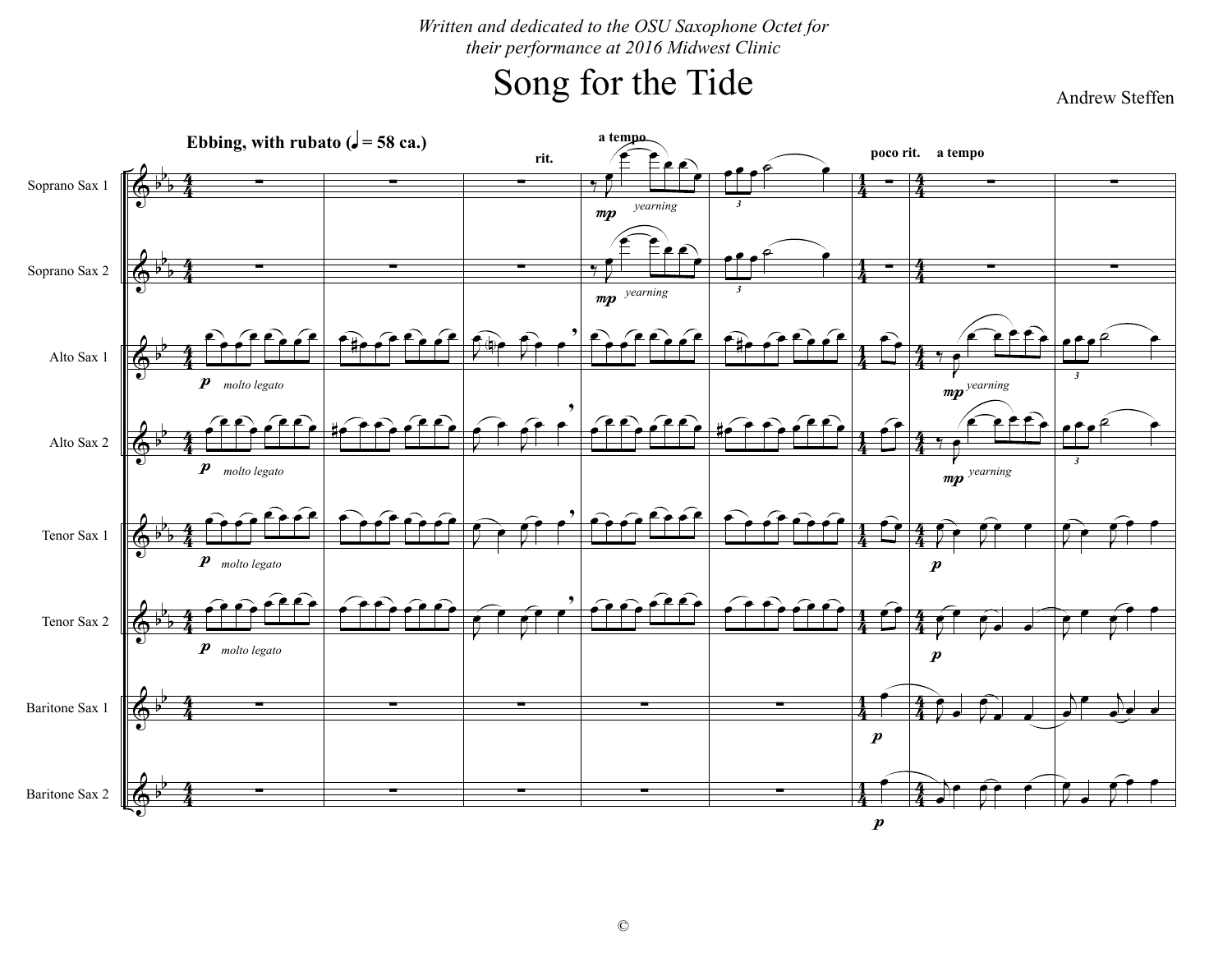*Written and dedicated to the OSU Saxophone Octet for their performance at 2016 Midwest Clinic*

# Song for the Tide

Andrew Steffen

**Ebbing, with rubato (♩= 58 ca.)**

Soprano Sax 1
Soprano Sax 2
Alto Sax 1
Alto Sax 2
Tenor Sax 1
Tenor Sax 2
Baritone Sax 1
Baritone Sax 2

©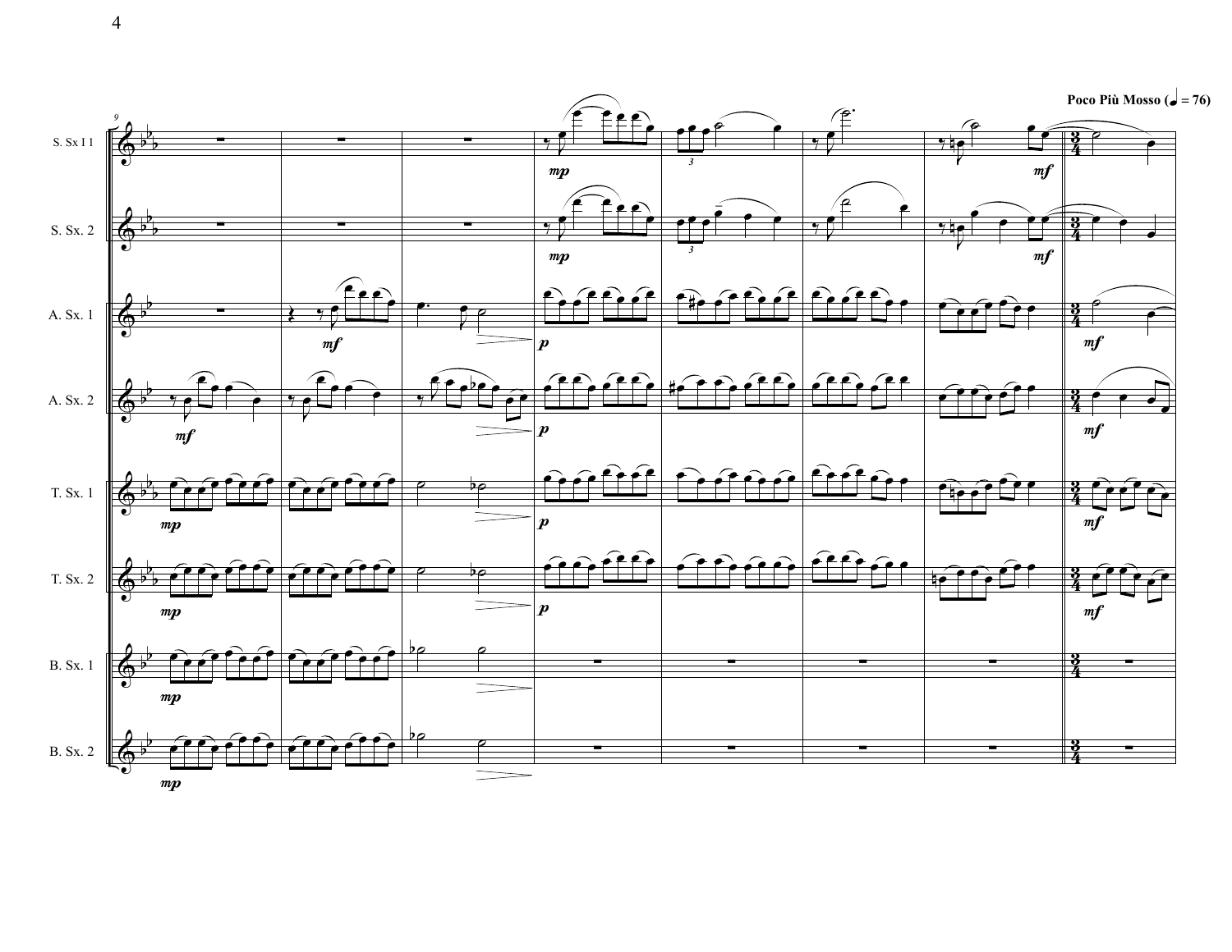Poco Più Mosso (♩ = 76)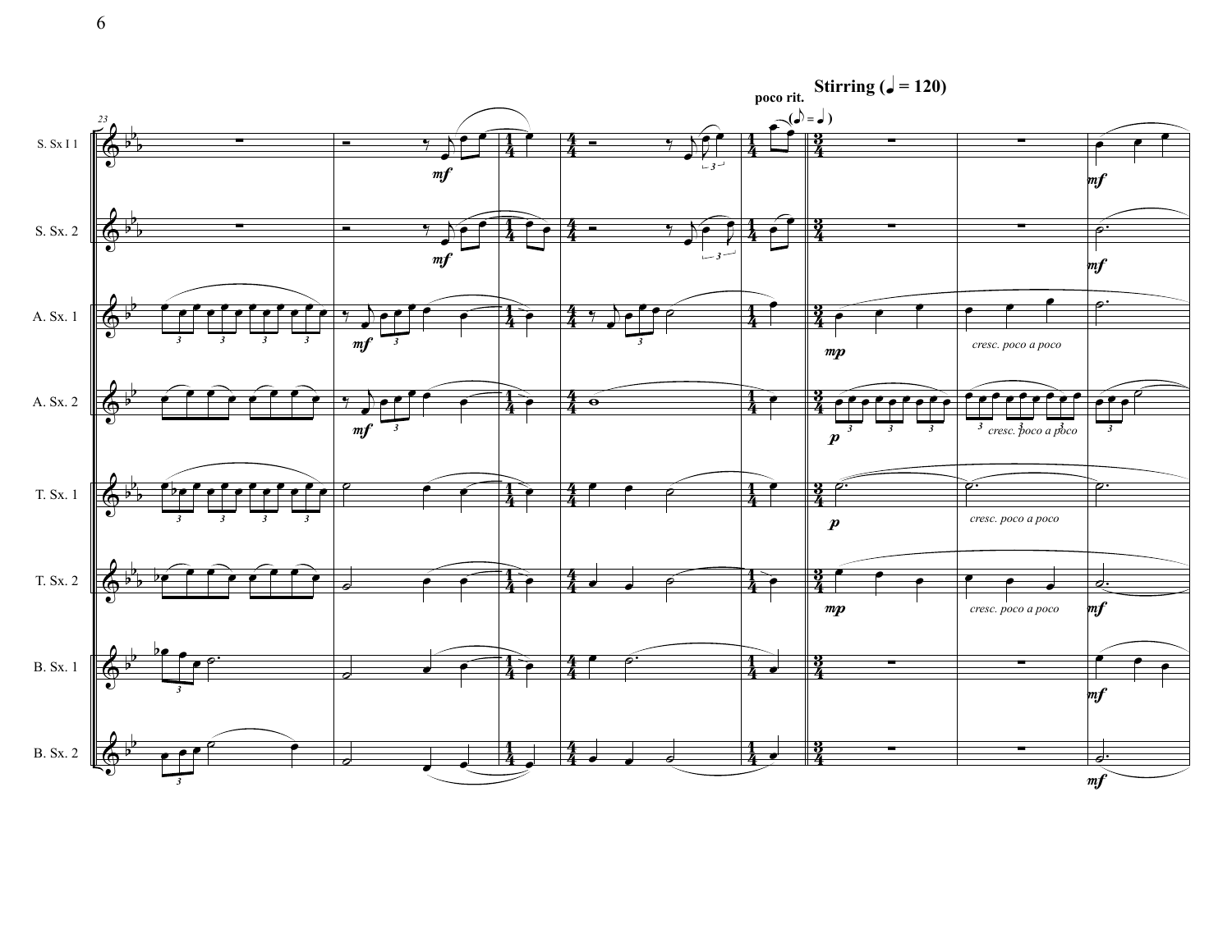**Stirring (♩ = 120)**

*poco rit.*

(♪ = ♩)

S. Sx I 1

S. Sx. 2

A. Sx. 1

A. Sx. 2

T. Sx. 1

T. Sx. 2

B. Sx. 1

B. Sx. 2

*cresc. poco a poco*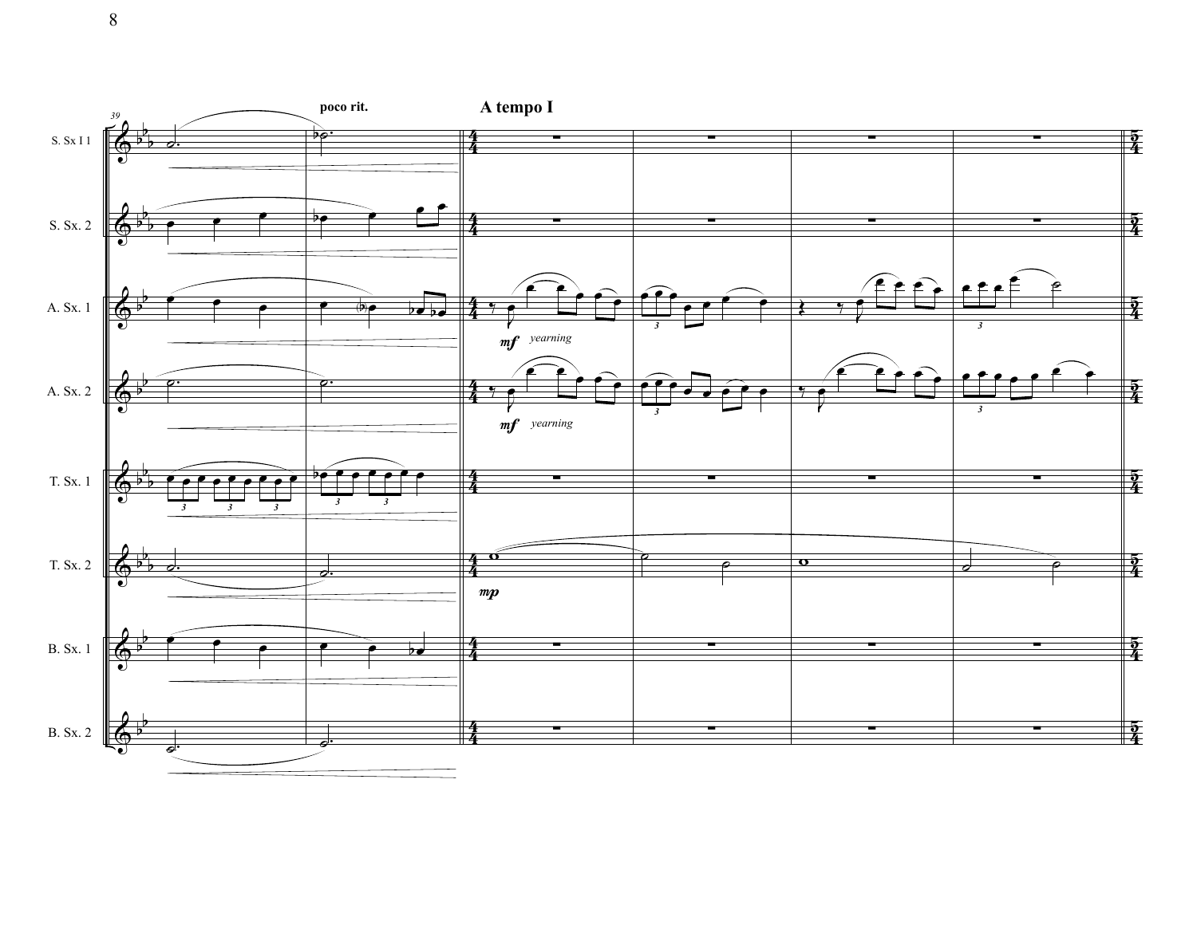poco rit.

**A tempo I**

S. Sx I 1

S. Sx. 2

A. Sx. 1

*mf* *yearning*

A. Sx. 2

*mf* *yearning*

T. Sx. 1

T. Sx. 2

*mp*

B. Sx. 1

B. Sx. 2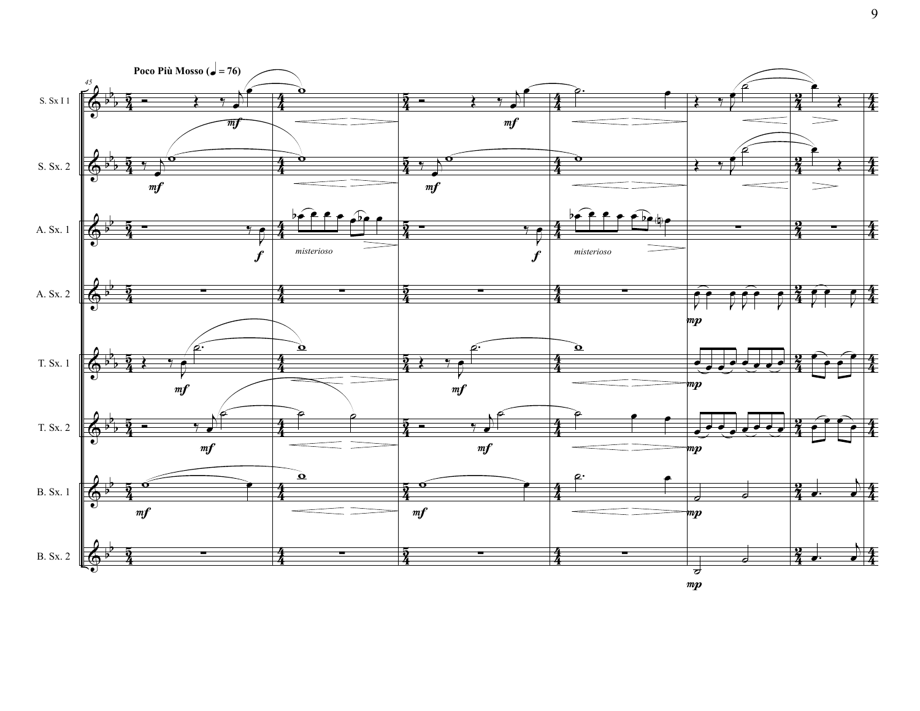**Poco Più Mosso (♩ = 76)**

S. Sx I 1

S. Sx. 2

A. Sx. 1

A. Sx. 2

T. Sx. 1

T. Sx. 2

B. Sx. 1

B. Sx. 2

*misterioso*

*misterioso*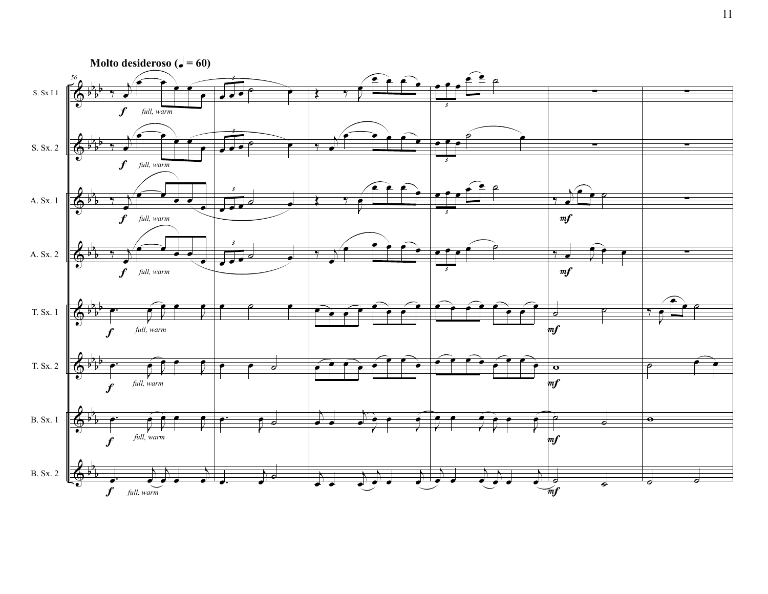**Molto desideroso (♩ = 60)**

56

S. Sx I 1 — *f* *full, warm*

S. Sx. 2 — *f* *full, warm*

A. Sx. 1 — *f* *full, warm* — *mf*

A. Sx. 2 — *f* *full, warm* — *mf*

T. Sx. 1 — *f* *full, warm* — *mf*

T. Sx. 2 — *f* *full, warm* — *mf*

B. Sx. 1 — *f* *full, warm* — *mf*

B. Sx. 2 — *f* *full, warm* — *mf*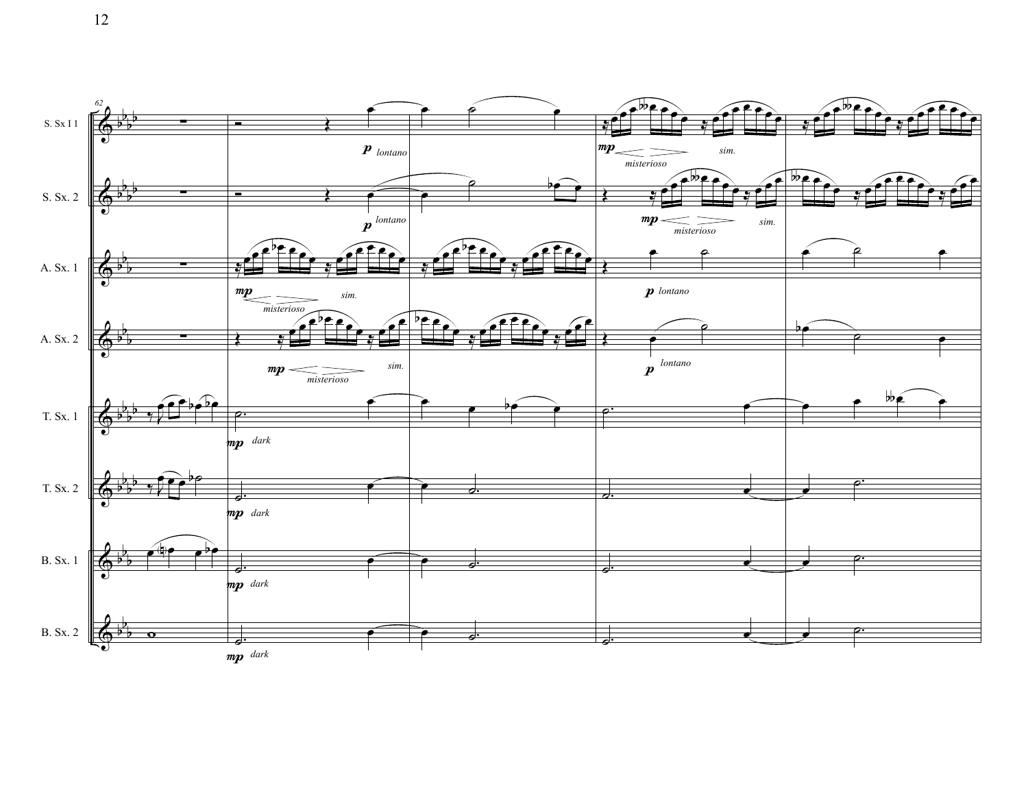62

S. Sx I 1

S. Sx. 2

A. Sx. 1

A. Sx. 2

T. Sx. 1

T. Sx. 2

B. Sx. 1

B. Sx. 2

*p* *lontano*

*mp* *misterioso* *sim.*

*p* *lontano*

*mp* *misterioso* *sim.*

*mp* *misterioso* *sim.*

*p* *lontano*

*mp* *misterioso* *sim.*

*p* *lontano*

*mp* *dark*

*mp* *dark*

*mp* *dark*

*mp* *dark*